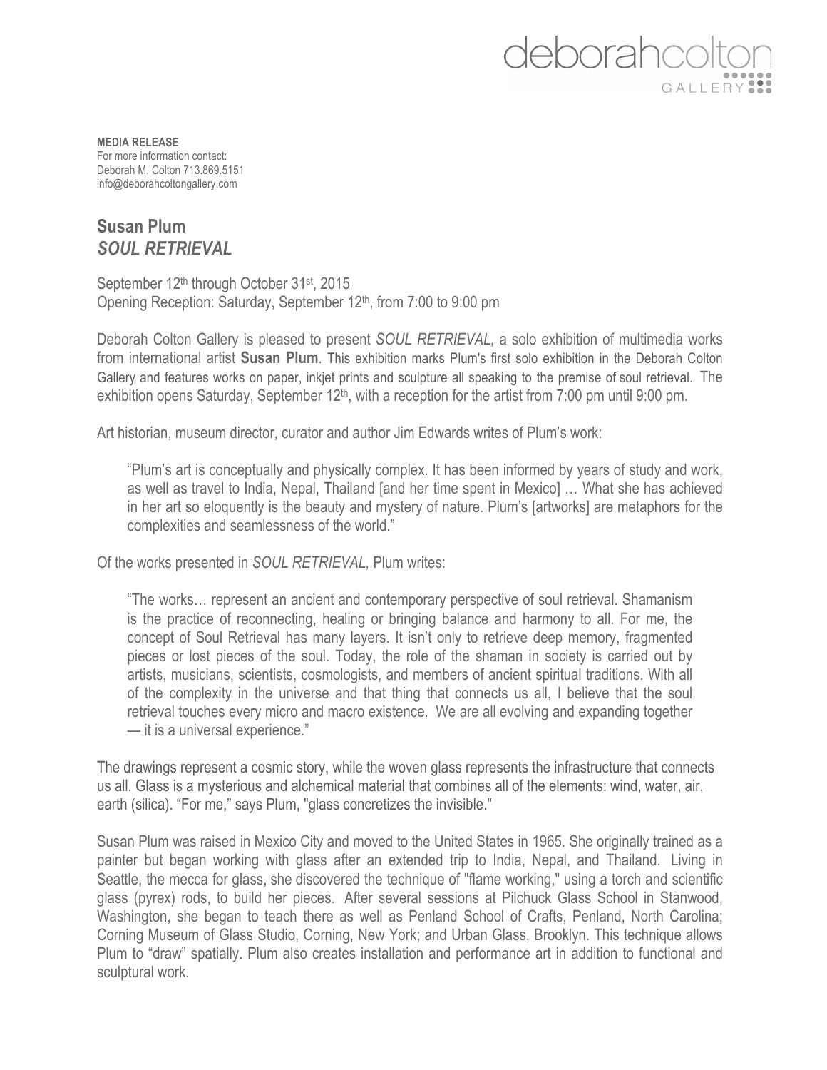deborahcolton GALLERY

**MEDIA RELEASE**
For more information contact:
Deborah M. Colton 713.869.5151
info@deborahcoltongallery.com

## Susan Plum
## *SOUL RETRIEVAL*

September 12th through October 31st, 2015
Opening Reception: Saturday, September 12th, from 7:00 to 9:00 pm

Deborah Colton Gallery is pleased to present *SOUL RETRIEVAL,* a solo exhibition of multimedia works from international artist **Susan Plum**. This exhibition marks Plum's first solo exhibition in the Deborah Colton Gallery and features works on paper, inkjet prints and sculpture all speaking to the premise of soul retrieval. The exhibition opens Saturday, September 12th, with a reception for the artist from 7:00 pm until 9:00 pm.

Art historian, museum director, curator and author Jim Edwards writes of Plum's work:

> "Plum's art is conceptually and physically complex. It has been informed by years of study and work, as well as travel to India, Nepal, Thailand [and her time spent in Mexico] … What she has achieved in her art so eloquently is the beauty and mystery of nature. Plum's [artworks] are metaphors for the complexities and seamlessness of the world."

Of the works presented in *SOUL RETRIEVAL,* Plum writes:

> "The works… represent an ancient and contemporary perspective of soul retrieval. Shamanism is the practice of reconnecting, healing or bringing balance and harmony to all. For me, the concept of Soul Retrieval has many layers. It isn't only to retrieve deep memory, fragmented pieces or lost pieces of the soul. Today, the role of the shaman in society is carried out by artists, musicians, scientists, cosmologists, and members of ancient spiritual traditions. With all of the complexity in the universe and that thing that connects us all, I believe that the soul retrieval touches every micro and macro existence. We are all evolving and expanding together — it is a universal experience."

The drawings represent a cosmic story, while the woven glass represents the infrastructure that connects us all. Glass is a mysterious and alchemical material that combines all of the elements: wind, water, air, earth (silica). "For me," says Plum, "glass concretizes the invisible."

Susan Plum was raised in Mexico City and moved to the United States in 1965. She originally trained as a painter but began working with glass after an extended trip to India, Nepal, and Thailand. Living in Seattle, the mecca for glass, she discovered the technique of "flame working," using a torch and scientific glass (pyrex) rods, to build her pieces. After several sessions at Pilchuck Glass School in Stanwood, Washington, she began to teach there as well as Penland School of Crafts, Penland, North Carolina; Corning Museum of Glass Studio, Corning, New York; and Urban Glass, Brooklyn. This technique allows Plum to "draw" spatially. Plum also creates installation and performance art in addition to functional and sculptural work.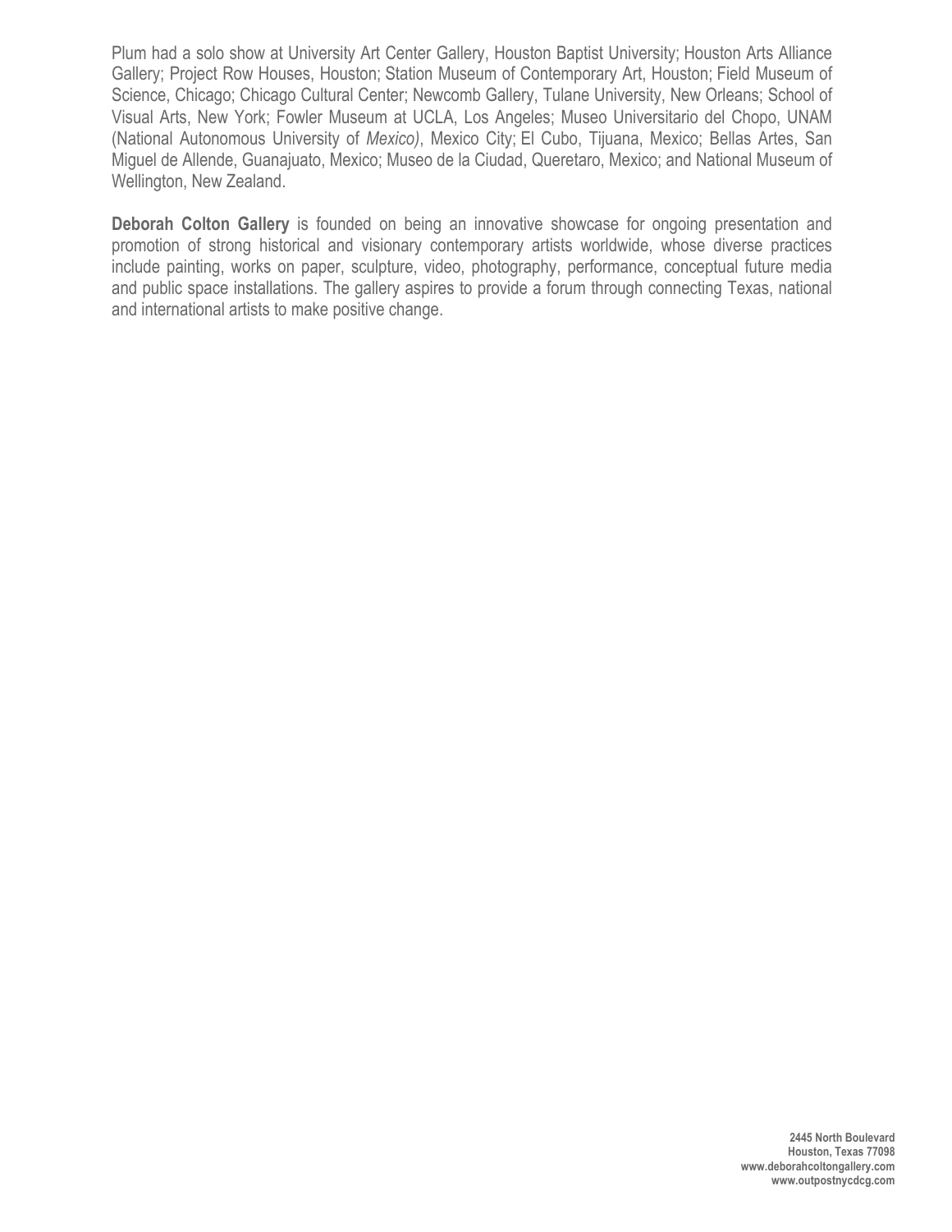Plum had a solo show at University Art Center Gallery, Houston Baptist University; Houston Arts Alliance Gallery; Project Row Houses, Houston; Station Museum of Contemporary Art, Houston; Field Museum of Science, Chicago; Chicago Cultural Center; Newcomb Gallery, Tulane University, New Orleans; School of Visual Arts, New York; Fowler Museum at UCLA, Los Angeles; Museo Universitario del Chopo, UNAM (National Autonomous University of *Mexico)*, Mexico City; El Cubo, Tijuana, Mexico; Bellas Artes, San Miguel de Allende, Guanajuato, Mexico; Museo de la Ciudad, Queretaro, Mexico; and National Museum of Wellington, New Zealand.

**Deborah Colton Gallery** is founded on being an innovative showcase for ongoing presentation and promotion of strong historical and visionary contemporary artists worldwide, whose diverse practices include painting, works on paper, sculpture, video, photography, performance, conceptual future media and public space installations. The gallery aspires to provide a forum through connecting Texas, national and international artists to make positive change.

**2445 North Boulevard**
**Houston, Texas 77098**
**www.deborahcoltongallery.com**
**www.outpostnycdcg.com**